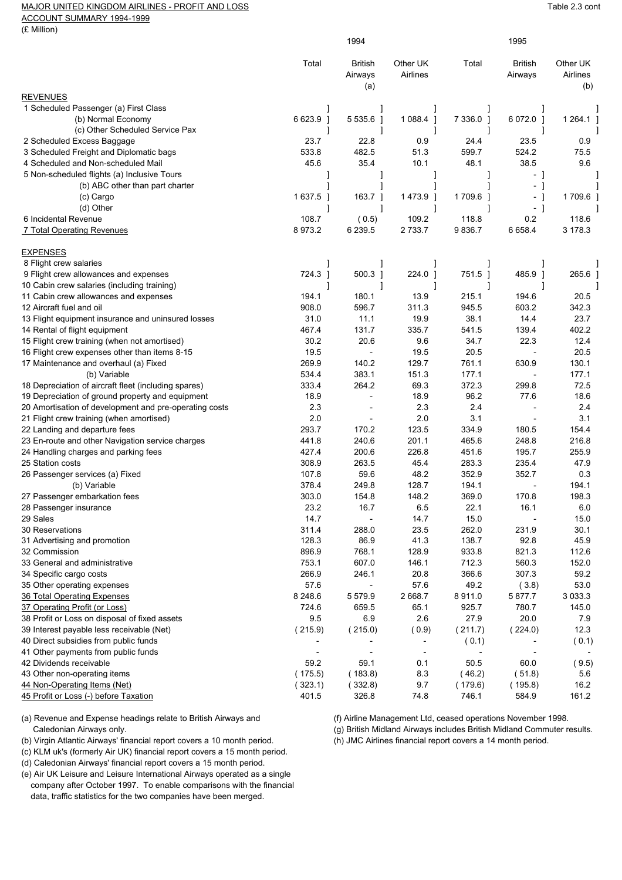MAJOR UNITED KINGDOM AIRLINES - PROFIT AND LOSS ACCOUNT SUMMARY 1994-1999

(£ Million)

Table 2.3 cont

| | 1994 | | | 1995 | | |
|---|---|---|---|---|---|---|
| | Total | British Airways (a) | Other UK Airlines | Total | British Airways | Other UK Airlines (b) |
| **REVENUES** | | | | | | |
| 1 Scheduled Passenger (a) First Class | ] | ] | ] | ] | ] | ] |
| (b) Normal Economy | 6 623.9 ] | 5 535.6 ] | 1 088.4 ] | 7 336.0 ] | 6 072.0 ] | 1 264.1 ] |
| (c) Other Scheduled Service Pax | ] | ] | ] | ] | ] | ] |
| 2 Scheduled Excess Baggage | 23.7 | 22.8 | 0.9 | 24.4 | 23.5 | 0.9 |
| 3 Scheduled Freight and Diplomatic bags | 533.8 | 482.5 | 51.3 | 599.7 | 524.2 | 75.5 |
| 4 Scheduled and Non-scheduled Mail | 45.6 | 35.4 | 10.1 | 48.1 | 38.5 | 9.6 |
| 5 Non-scheduled flights (a) Inclusive Tours | ] | ] | ] | ] | - ] | ] |
| (b) ABC other than part charter | ] | ] | ] | ] | - ] | ] |
| (c) Cargo | 1 637.5 ] | 163.7 ] | 1 473.9 ] | 1 709.6 ] | - ] | 1 709.6 ] |
| (d) Other | ] | ] | ] | ] | - ] | ] |
| 6 Incidental Revenue | 108.7 | ( 0.5) | 109.2 | 118.8 | 0.2 | 118.6 |
| 7 Total Operating Revenues | 8 973.2 | 6 239.5 | 2 733.7 | 9 836.7 | 6 658.4 | 3 178.3 |
| **EXPENSES** | | | | | | |
| 8 Flight crew salaries | ] | ] | ] | ] | ] | ] |
| 9 Flight crew allowances and expenses | 724.3 ] | 500.3 ] | 224.0 ] | 751.5 ] | 485.9 ] | 265.6 ] |
| 10 Cabin crew salaries (including training) | ] | ] | ] | ] | ] | ] |
| 11 Cabin crew allowances and expenses | 194.1 | 180.1 | 13.9 | 215.1 | 194.6 | 20.5 |
| 12 Aircraft fuel and oil | 908.0 | 596.7 | 311.3 | 945.5 | 603.2 | 342.3 |
| 13 Flight equipment insurance and uninsured losses | 31.0 | 11.1 | 19.9 | 38.1 | 14.4 | 23.7 |
| 14 Rental of flight equipment | 467.4 | 131.7 | 335.7 | 541.5 | 139.4 | 402.2 |
| 15 Flight crew training (when not amortised) | 30.2 | 20.6 | 9.6 | 34.7 | 22.3 | 12.4 |
| 16 Flight crew expenses other than items 8-15 | 19.5 | - | 19.5 | 20.5 | - | 20.5 |
| 17 Maintenance and overhaul (a) Fixed | 269.9 | 140.2 | 129.7 | 761.1 | 630.9 | 130.1 |
| (b) Variable | 534.4 | 383.1 | 151.3 | 177.1 | - | 177.1 |
| 18 Depreciation of aircraft fleet (including spares) | 333.4 | 264.2 | 69.3 | 372.3 | 299.8 | 72.5 |
| 19 Depreciation of ground property and equipment | 18.9 | - | 18.9 | 96.2 | 77.6 | 18.6 |
| 20 Amortisation of development and pre-operating costs | 2.3 | - | 2.3 | 2.4 | - | 2.4 |
| 21 Flight crew training (when amortised) | 2.0 | - | 2.0 | 3.1 | - | 3.1 |
| 22 Landing and departure fees | 293.7 | 170.2 | 123.5 | 334.9 | 180.5 | 154.4 |
| 23 En-route and other Navigation service charges | 441.8 | 240.6 | 201.1 | 465.6 | 248.8 | 216.8 |
| 24 Handling charges and parking fees | 427.4 | 200.6 | 226.8 | 451.6 | 195.7 | 255.9 |
| 25 Station costs | 308.9 | 263.5 | 45.4 | 283.3 | 235.4 | 47.9 |
| 26 Passenger services (a) Fixed | 107.8 | 59.6 | 48.2 | 352.9 | 352.7 | 0.3 |
| (b) Variable | 378.4 | 249.8 | 128.7 | 194.1 | - | 194.1 |
| 27 Passenger embarkation fees | 303.0 | 154.8 | 148.2 | 369.0 | 170.8 | 198.3 |
| 28 Passenger insurance | 23.2 | 16.7 | 6.5 | 22.1 | 16.1 | 6.0 |
| 29 Sales | 14.7 | - | 14.7 | 15.0 | - | 15.0 |
| 30 Reservations | 311.4 | 288.0 | 23.5 | 262.0 | 231.9 | 30.1 |
| 31 Advertising and promotion | 128.3 | 86.9 | 41.3 | 138.7 | 92.8 | 45.9 |
| 32 Commission | 896.9 | 768.1 | 128.9 | 933.8 | 821.3 | 112.6 |
| 33 General and administrative | 753.1 | 607.0 | 146.1 | 712.3 | 560.3 | 152.0 |
| 34 Specific cargo costs | 266.9 | 246.1 | 20.8 | 366.6 | 307.3 | 59.2 |
| 35 Other operating expenses | 57.6 | - | 57.6 | 49.2 | ( 3.8) | 53.0 |
| 36 Total Operating Expenses | 8 248.6 | 5 579.9 | 2 668.7 | 8 911.0 | 5 877.7 | 3 033.3 |
| 37 Operating Profit (or Loss) | 724.6 | 659.5 | 65.1 | 925.7 | 780.7 | 145.0 |
| 38 Profit or Loss on disposal of fixed assets | 9.5 | 6.9 | 2.6 | 27.9 | 20.0 | 7.9 |
| 39 Interest payable less receivable (Net) | ( 215.9) | ( 215.0) | ( 0.9) | ( 211.7) | ( 224.0) | 12.3 |
| 40 Direct subsidies from public funds | - | - | - | ( 0.1) | - | ( 0.1) |
| 41 Other payments from public funds | - | - | - | - | - | - |
| 42 Dividends receivable | 59.2 | 59.1 | 0.1 | 50.5 | 60.0 | ( 9.5) |
| 43 Other non-operating items | ( 175.5) | ( 183.8) | 8.3 | ( 46.2) | ( 51.8) | 5.6 |
| 44 Non-Operating Items (Net) | ( 323.1) | ( 332.8) | 9.7 | ( 179.6) | ( 195.8) | 16.2 |
| 45 Profit or Loss (-) before Taxation | 401.5 | 326.8 | 74.8 | 746.1 | 584.9 | 161.2 |

(a) Revenue and Expense headings relate to British Airways and Caledonian Airways only.
(b) Virgin Atlantic Airways' financial report covers a 10 month period.
(c) KLM uk's (formerly Air UK) financial report covers a 15 month period.
(d) Caledonian Airways' financial report covers a 15 month period.
(e) Air UK Leisure and Leisure International Airways operated as a single company after October 1997. To enable comparisons with the financial data, traffic statistics for the two companies have been merged.
(f) Airline Management Ltd, ceased operations November 1998.
(g) British Midland Airways includes British Midland Commuter results.
(h) JMC Airlines financial report covers a 14 month period.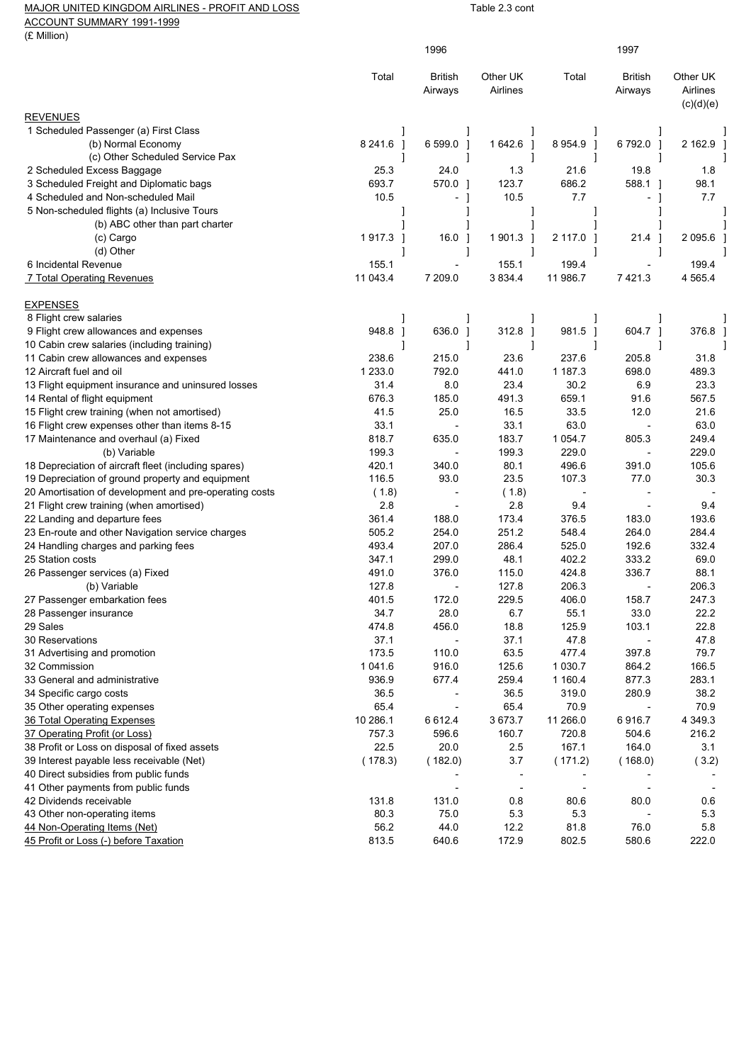MAJOR UNITED KINGDOM AIRLINES - PROFIT AND LOSS ACCOUNT SUMMARY 1991-1999

Table 2.3 cont

(£ Million)

| | 1996 | | | 1997 | | |
|---|---|---|---|---|---|---|
| | Total | British Airways | Other UK Airlines | Total | British Airways | Other UK Airlines (c)(d)(e) |
| **REVENUES** | | | | | | |
| 1 Scheduled Passenger (a) First Class | ] | ] | ] | ] | ] | ] |
| (b) Normal Economy | 8 241.6 ] | 6 599.0 ] | 1 642.6 ] | 8 954.9 ] | 6 792.0 ] | 2 162.9 ] |
| (c) Other Scheduled Service Pax | ] | ] | ] | ] | ] | ] |
| 2 Scheduled Excess Baggage | 25.3 | 24.0 | 1.3 | 21.6 | 19.8 | 1.8 |
| 3 Scheduled Freight and Diplomatic bags | 693.7 | 570.0 ] | 123.7 | 686.2 | 588.1 ] | 98.1 |
| 4 Scheduled and Non-scheduled Mail | 10.5 | - ] | 10.5 | 7.7 | - ] | 7.7 |
| 5 Non-scheduled flights (a) Inclusive Tours | ] | ] | ] | ] | ] | ] |
| (b) ABC other than part charter | ] | ] | ] | ] | ] | ] |
| (c) Cargo | 1 917.3 ] | 16.0 ] | 1 901.3 ] | 2 117.0 ] | 21.4 ] | 2 095.6 ] |
| (d) Other | ] | ] | ] | ] | ] | ] |
| 6 Incidental Revenue | 155.1 | - | 155.1 | 199.4 | - | 199.4 |
| 7 Total Operating Revenues | 11 043.4 | 7 209.0 | 3 834.4 | 11 986.7 | 7 421.3 | 4 565.4 |
| **EXPENSES** | | | | | | |
| 8 Flight crew salaries | ] | ] | ] | ] | ] | ] |
| 9 Flight crew allowances and expenses | 948.8 ] | 636.0 ] | 312.8 ] | 981.5 ] | 604.7 ] | 376.8 ] |
| 10 Cabin crew salaries (including training) | ] | ] | ] | ] | ] | ] |
| 11 Cabin crew allowances and expenses | 238.6 | 215.0 | 23.6 | 237.6 | 205.8 | 31.8 |
| 12 Aircraft fuel and oil | 1 233.0 | 792.0 | 441.0 | 1 187.3 | 698.0 | 489.3 |
| 13 Flight equipment insurance and uninsured losses | 31.4 | 8.0 | 23.4 | 30.2 | 6.9 | 23.3 |
| 14 Rental of flight equipment | 676.3 | 185.0 | 491.3 | 659.1 | 91.6 | 567.5 |
| 15 Flight crew training (when not amortised) | 41.5 | 25.0 | 16.5 | 33.5 | 12.0 | 21.6 |
| 16 Flight crew expenses other than items 8-15 | 33.1 | - | 33.1 | 63.0 | - | 63.0 |
| 17 Maintenance and overhaul (a) Fixed | 818.7 | 635.0 | 183.7 | 1 054.7 | 805.3 | 249.4 |
| (b) Variable | 199.3 | - | 199.3 | 229.0 | - | 229.0 |
| 18 Depreciation of aircraft fleet (including spares) | 420.1 | 340.0 | 80.1 | 496.6 | 391.0 | 105.6 |
| 19 Depreciation of ground property and equipment | 116.5 | 93.0 | 23.5 | 107.3 | 77.0 | 30.3 |
| 20 Amortisation of development and pre-operating costs | ( 1.8) | - | ( 1.8) | - | - | - |
| 21 Flight crew training (when amortised) | 2.8 | - | 2.8 | 9.4 | - | 9.4 |
| 22 Landing and departure fees | 361.4 | 188.0 | 173.4 | 376.5 | 183.0 | 193.6 |
| 23 En-route and other Navigation service charges | 505.2 | 254.0 | 251.2 | 548.4 | 264.0 | 284.4 |
| 24 Handling charges and parking fees | 493.4 | 207.0 | 286.4 | 525.0 | 192.6 | 332.4 |
| 25 Station costs | 347.1 | 299.0 | 48.1 | 402.2 | 333.2 | 69.0 |
| 26 Passenger services (a) Fixed | 491.0 | 376.0 | 115.0 | 424.8 | 336.7 | 88.1 |
| (b) Variable | 127.8 | - | 127.8 | 206.3 | - | 206.3 |
| 27 Passenger embarkation fees | 401.5 | 172.0 | 229.5 | 406.0 | 158.7 | 247.3 |
| 28 Passenger insurance | 34.7 | 28.0 | 6.7 | 55.1 | 33.0 | 22.2 |
| 29 Sales | 474.8 | 456.0 | 18.8 | 125.9 | 103.1 | 22.8 |
| 30 Reservations | 37.1 | - | 37.1 | 47.8 | - | 47.8 |
| 31 Advertising and promotion | 173.5 | 110.0 | 63.5 | 477.4 | 397.8 | 79.7 |
| 32 Commission | 1 041.6 | 916.0 | 125.6 | 1 030.7 | 864.2 | 166.5 |
| 33 General and administrative | 936.9 | 677.4 | 259.4 | 1 160.4 | 877.3 | 283.1 |
| 34 Specific cargo costs | 36.5 | - | 36.5 | 319.0 | 280.9 | 38.2 |
| 35 Other operating expenses | 65.4 | - | 65.4 | 70.9 | - | 70.9 |
| 36 Total Operating Expenses | 10 286.1 | 6 612.4 | 3 673.7 | 11 266.0 | 6 916.7 | 4 349.3 |
| 37 Operating Profit (or Loss) | 757.3 | 596.6 | 160.7 | 720.8 | 504.6 | 216.2 |
| 38 Profit or Loss on disposal of fixed assets | 22.5 | 20.0 | 2.5 | 167.1 | 164.0 | 3.1 |
| 39 Interest payable less receivable (Net) | ( 178.3) | ( 182.0) | 3.7 | ( 171.2) | ( 168.0) | ( 3.2) |
| 40 Direct subsidies from public funds | | - | - | - | - | - |
| 41 Other payments from public funds | | - | - | - | - | - |
| 42 Dividends receivable | 131.8 | 131.0 | 0.8 | 80.6 | 80.0 | 0.6 |
| 43 Other non-operating items | 80.3 | 75.0 | 5.3 | 5.3 | - | 5.3 |
| 44 Non-Operating Items (Net) | 56.2 | 44.0 | 12.2 | 81.8 | 76.0 | 5.8 |
| 45 Profit or Loss (-) before Taxation | 813.5 | 640.6 | 172.9 | 802.5 | 580.6 | 222.0 |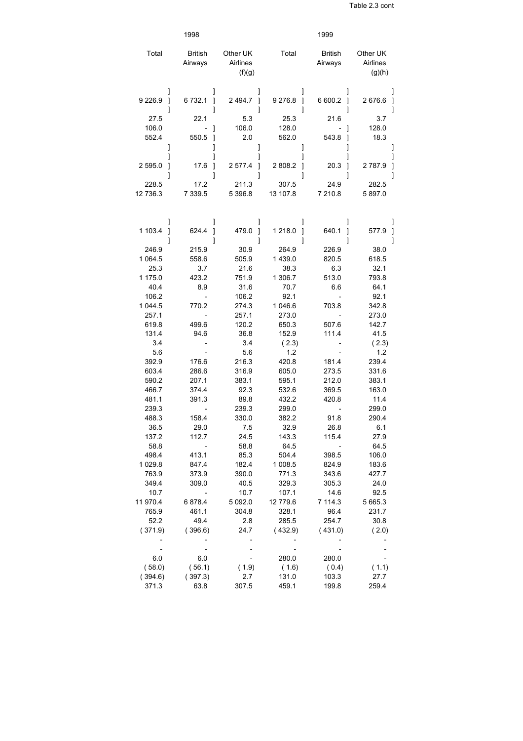Table 2.3 cont

| 1998 | | | 1999 | | |
|---|---|---|---|---|---|
| Total | British Airways | Other UK Airlines (f)(g) | Total | British Airways | Other UK Airlines (g)(h) |
| 9 226.9 | 6 732.1 | 2 494.7 | 9 276.8 | 6 600.2 | 2 676.6 |
| 27.5 | 22.1 | 5.3 | 25.3 | 21.6 | 3.7 |
| 106.0 | - | 106.0 | 128.0 | - | 128.0 |
| 552.4 | 550.5 | 2.0 | 562.0 | 543.8 | 18.3 |
| 2 595.0 | 17.6 | 2 577.4 | 2 808.2 | 20.3 | 2 787.9 |
| 228.5 | 17.2 | 211.3 | 307.5 | 24.9 | 282.5 |
| 12 736.3 | 7 339.5 | 5 396.8 | 13 107.8 | 7 210.8 | 5 897.0 |
| | | | | | |
| 1 103.4 | 624.4 | 479.0 | 1 218.0 | 640.1 | 577.9 |
| 246.9 | 215.9 | 30.9 | 264.9 | 226.9 | 38.0 |
| 1 064.5 | 558.6 | 505.9 | 1 439.0 | 820.5 | 618.5 |
| 25.3 | 3.7 | 21.6 | 38.3 | 6.3 | 32.1 |
| 1 175.0 | 423.2 | 751.9 | 1 306.7 | 513.0 | 793.8 |
| 40.4 | 8.9 | 31.6 | 70.7 | 6.6 | 64.1 |
| 106.2 | - | 106.2 | 92.1 | - | 92.1 |
| 1 044.5 | 770.2 | 274.3 | 1 046.6 | 703.8 | 342.8 |
| 257.1 | - | 257.1 | 273.0 | - | 273.0 |
| 619.8 | 499.6 | 120.2 | 650.3 | 507.6 | 142.7 |
| 131.4 | 94.6 | 36.8 | 152.9 | 111.4 | 41.5 |
| 3.4 | - | 3.4 | ( 2.3) | - | ( 2.3) |
| 5.6 | - | 5.6 | 1.2 | - | 1.2 |
| 392.9 | 176.6 | 216.3 | 420.8 | 181.4 | 239.4 |
| 603.4 | 286.6 | 316.9 | 605.0 | 273.5 | 331.6 |
| 590.2 | 207.1 | 383.1 | 595.1 | 212.0 | 383.1 |
| 466.7 | 374.4 | 92.3 | 532.6 | 369.5 | 163.0 |
| 481.1 | 391.3 | 89.8 | 432.2 | 420.8 | 11.4 |
| 239.3 | - | 239.3 | 299.0 | - | 299.0 |
| 488.3 | 158.4 | 330.0 | 382.2 | 91.8 | 290.4 |
| 36.5 | 29.0 | 7.5 | 32.9 | 26.8 | 6.1 |
| 137.2 | 112.7 | 24.5 | 143.3 | 115.4 | 27.9 |
| 58.8 | - | 58.8 | 64.5 | - | 64.5 |
| 498.4 | 413.1 | 85.3 | 504.4 | 398.5 | 106.0 |
| 1 029.8 | 847.4 | 182.4 | 1 008.5 | 824.9 | 183.6 |
| 763.9 | 373.9 | 390.0 | 771.3 | 343.6 | 427.7 |
| 349.4 | 309.0 | 40.5 | 329.3 | 305.3 | 24.0 |
| 10.7 | - | 10.7 | 107.1 | 14.6 | 92.5 |
| 11 970.4 | 6 878.4 | 5 092.0 | 12 779.6 | 7 114.3 | 5 665.3 |
| 765.9 | 461.1 | 304.8 | 328.1 | 96.4 | 231.7 |
| 52.2 | 49.4 | 2.8 | 285.5 | 254.7 | 30.8 |
| ( 371.9) | ( 396.6) | 24.7 | ( 432.9) | ( 431.0) | ( 2.0) |
| - | - | - | - | - | - |
| - | - | - | - | - | - |
| 6.0 | 6.0 | - | 280.0 | 280.0 | - |
| ( 58.0) | ( 56.1) | ( 1.9) | ( 1.6) | ( 0.4) | ( 1.1) |
| ( 394.6) | ( 397.3) | 2.7 | 131.0 | 103.3 | 27.7 |
| 371.3 | 63.8 | 307.5 | 459.1 | 199.8 | 259.4 |